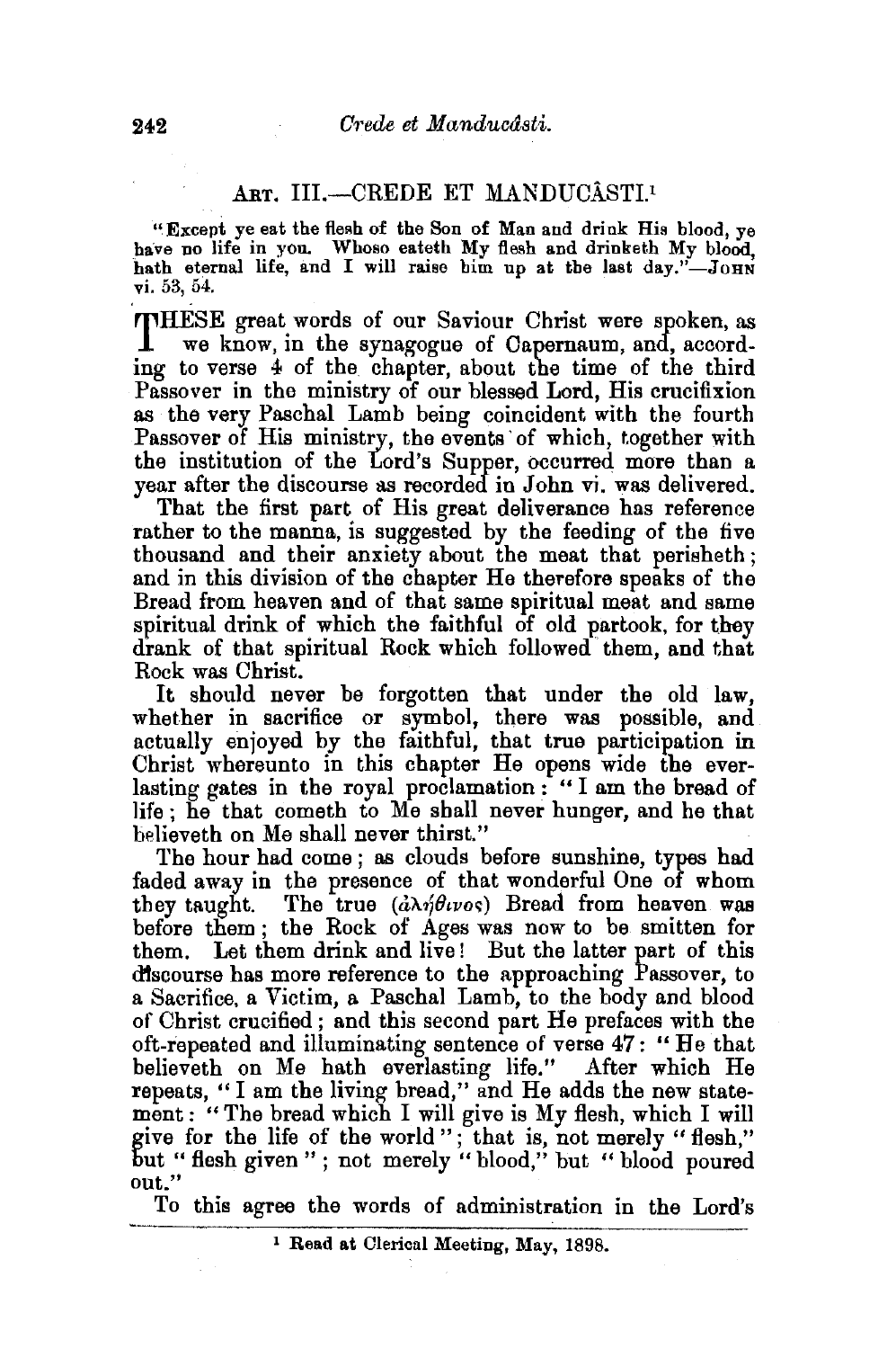## ART. III.—CREDE ET MANDUCÂSTI.[1]

"Except ye eat the flesh of the Son of Man and drink His blood, ye have no life in you. Whoso eateth My flesh and drinketh My blood, hath eternal life, and I will raise him up at the last day."—JOHN vi. 53, 54.

THESE great words of our Saviour Christ were spoken, as we know, in the synagogue of Capernaum, and, according to verse 4 of the chapter, about the time of the third Passover in the ministry of our blessed Lord, His crucifixion as the very Paschal Lamb being coincident with the fourth Passover of His ministry, the events of which, together with the institution of the Lord's Supper, occurred more than a year after the discourse as recorded in John vi. was delivered.

That the first part of His great deliverance has reference rather to the manna, is suggested by the feeding of the five thousand and their anxiety about the meat that perisheth; and in this division of the chapter He therefore speaks of the Bread from heaven and of that same spiritual meat and same spiritual drink of which the faithful of old partook, for they drank of that spiritual Rock which followed them, and that Rock was Christ.

It should never be forgotten that under the old law, whether in sacrifice or symbol, there was possible, and actually enjoyed by the faithful, that true participation in Christ whereunto in this chapter He opens wide the everlasting gates in the royal proclamation: "I am the bread of life; he that cometh to Me shall never hunger, and he that believeth on Me shall never thirst."

The hour had come; as clouds before sunshine, types had faded away in the presence of that wonderful One of whom they taught. The true (ἀλήθινος) Bread from heaven was before them; the Rock of Ages was now to be smitten for them. Let them drink and live! But the latter part of this discourse has more reference to the approaching Passover, to a Sacrifice, a Victim, a Paschal Lamb, to the body and blood of Christ crucified; and this second part He prefaces with the oft-repeated and illuminating sentence of verse 47: "He that believeth on Me hath everlasting life." After which He repeats, "I am the living bread," and He adds the new statement: "The bread which I will give is My flesh, which I will give for the life of the world"; that is, not merely "flesh," but "flesh given"; not merely "blood," but "blood poured out."

To this agree the words of administration in the Lord's

---

[1] Read at Clerical Meeting, May, 1898.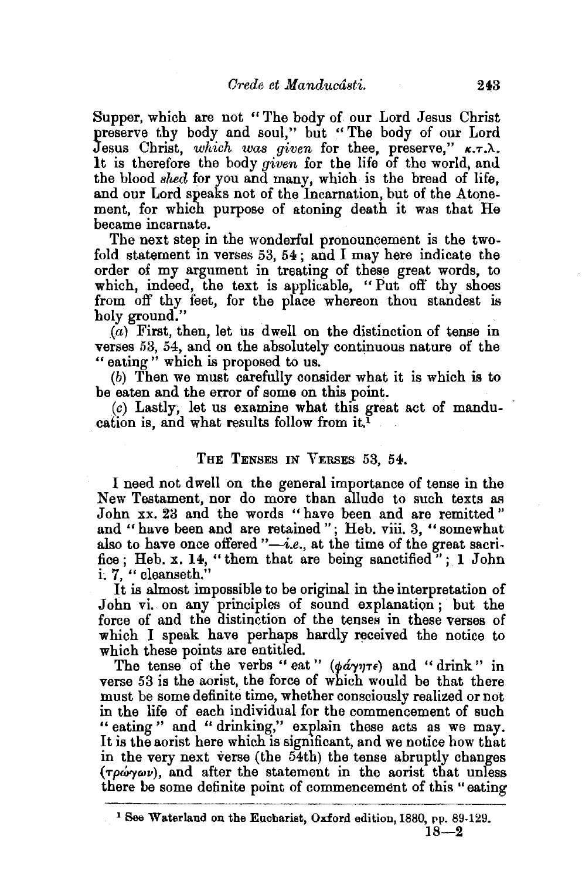Supper, which are not "The body of our Lord Jesus Christ preserve thy body and soul," but "The body of our Lord Jesus Christ, *which was given* for thee, preserve," κ.τ.λ. It is therefore the body *given* for the life of the world, and the blood *shed* for you and many, which is the bread of life, and our Lord speaks not of the Incarnation, but of the Atonement, for which purpose of atoning death it was that He became incarnate.

The next step in the wonderful pronouncement is the twofold statement in verses 53, 54; and I may here indicate the order of my argument in treating of these great words, to which, indeed, the text is applicable, "Put off thy shoes from off thy feet, for the place whereon thou standest is holy ground."

(*a*) First, then, let us dwell on the distinction of tense in verses 53, 54, and on the absolutely continuous nature of the "eating" which is proposed to us.

(*b*) Then we must carefully consider what it is which is to be eaten and the error of some on this point.

(*c*) Lastly, let us examine what this great act of manducation is, and what results follow from it.[1]

## The Tenses in Verses 53, 54.

I need not dwell on the general importance of tense in the New Testament, nor do more than allude to such texts as John xx. 23 and the words "have been and are remitted" and "have been and are retained"; Heb. viii. 3, "somewhat also to have once offered"—*i.e.*, at the time of the great sacrifice; Heb. x. 14, "them that are being sanctified"; 1 John i. 7, "cleanseth."

It is almost impossible to be original in the interpretation of John vi. on any principles of sound explanation; but the force of and the distinction of the tenses in these verses of which I speak have perhaps hardly received the notice to which these points are entitled.

The tense of the verbs "eat" (φάγητε) and "drink" in verse 53 is the aorist, the force of which would be that there must be some definite time, whether consciously realized or not in the life of each individual for the commencement of such "eating" and "drinking," explain these acts as we may. It is the aorist here which is significant, and we notice how that in the very next verse (the 54th) the tense abruptly changes (τρώγων), and after the statement in the aorist that unless there be some definite point of commencement of this "eating

[1] See Waterland on the Eucharist, Oxford edition, 1880, pp. 89-129.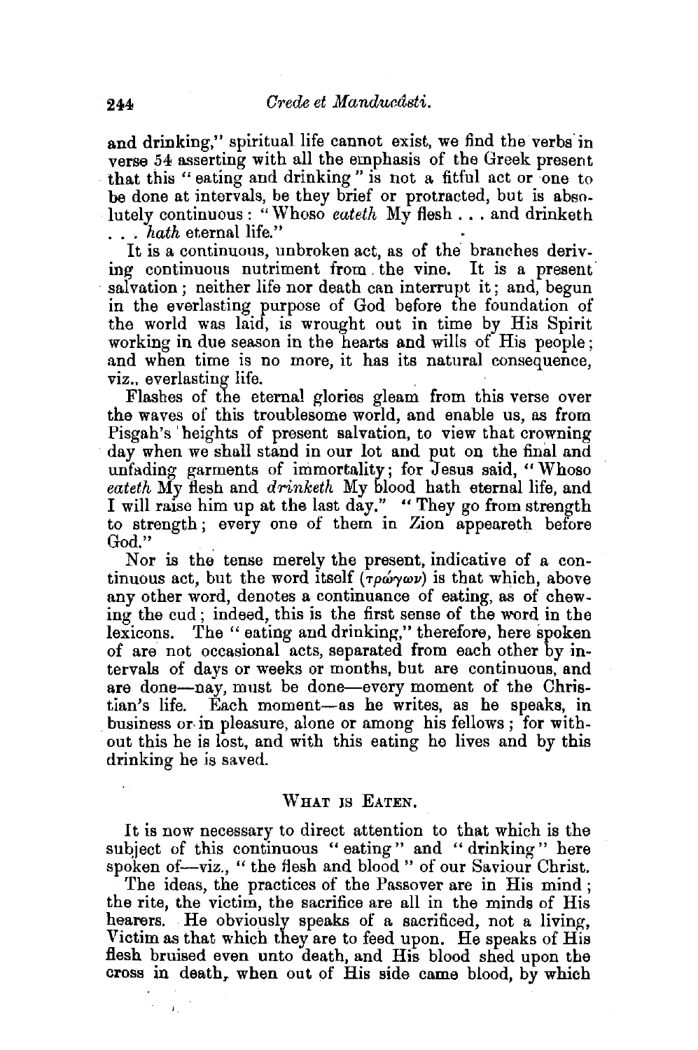and drinking," spiritual life cannot exist, we find the verbs in verse 54 asserting with all the emphasis of the Greek present that this "eating and drinking" is not a fitful act or one to be done at intervals, be they brief or protracted, but is absolutely continuous: "Whoso *eateth* My flesh . . . and drinketh . . . *hath* eternal life."

It is a continuous, unbroken act, as of the branches deriving continuous nutriment from the vine. It is a present salvation; neither life nor death can interrupt it; and, begun in the everlasting purpose of God before the foundation of the world was laid, is wrought out in time by His Spirit working in due season in the hearts and wills of His people; and when time is no more, it has its natural consequence, viz., everlasting life.

Flashes of the eternal glories gleam from this verse over the waves of this troublesome world, and enable us, as from Pisgah's heights of present salvation, to view that crowning day when we shall stand in our lot and put on the final and unfading garments of immortality; for Jesus said, "Whoso *eateth* My flesh and *drinketh* My blood hath eternal life, and I will raise him up at the last day." "They go from strength to strength; every one of them in Zion appeareth before God."

Nor is the tense merely the present, indicative of a continuous act, but the word itself (τρώγων) is that which, above any other word, denotes a continuance of eating, as of chewing the cud; indeed, this is the first sense of the word in the lexicons. The "eating and drinking," therefore, here spoken of are not occasional acts, separated from each other by intervals of days or weeks or months, but are continuous, and are done—nay, must be done—every moment of the Christian's life. Each moment—as he writes, as he speaks, in business or in pleasure, alone or among his fellows; for without this he is lost, and with this eating he lives and by this drinking he is saved.

## WHAT IS EATEN.

It is now necessary to direct attention to that which is the subject of this continuous "eating" and "drinking" here spoken of—viz., "the flesh and blood" of our Saviour Christ.

The ideas, the practices of the Passover are in His mind; the rite, the victim, the sacrifice are all in the minds of His hearers. He obviously speaks of a sacrificed, not a living, Victim as that which they are to feed upon. He speaks of His flesh bruised even unto death, and His blood shed upon the cross in death, when out of His side came blood, by which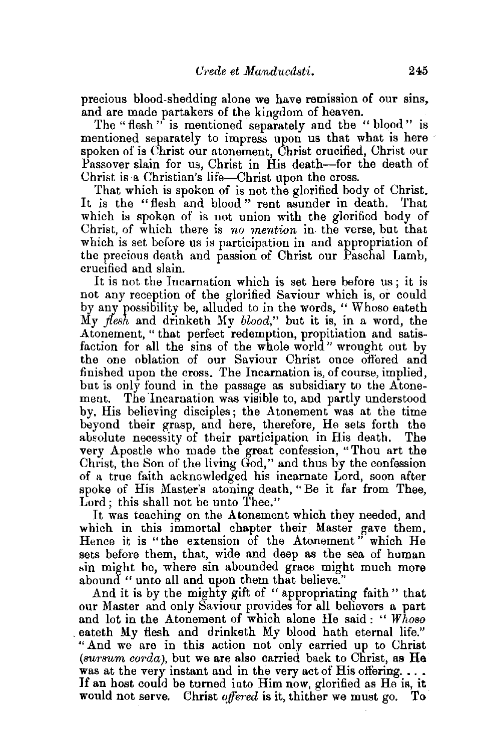precious blood-shedding alone we have remission of our sins, and are made partakers of the kingdom of heaven.

The "flesh" is mentioned separately and the "blood" is mentioned separately to impress upon us that what is here spoken of is Christ our atonement, Christ crucified, Christ our Passover slain for us, Christ in His death—for the death of Christ is a Christian's life—Christ upon the cross.

That which is spoken of is not the glorified body of Christ. It is the "flesh and blood" rent asunder in death. That which is spoken of is not union with the glorified body of Christ, of which there is *no mention* in the verse, but that which is set before us is participation in and appropriation of the precious death and passion of Christ our Paschal Lamb, crucified and slain.

It is not the Incarnation which is set here before us; it is not any reception of the glorified Saviour which is, or could by any possibility be, alluded to in the words, "Whoso eateth My *flesh* and drinketh My *blood*," but it is, in a word, the Atonement, "that perfect redemption, propitiation and satisfaction for all the sins of the whole world" wrought out by the one oblation of our Saviour Christ once offered and finished upon the cross. The Incarnation is, of course, implied, but is only found in the passage as subsidiary to the Atonement. The Incarnation was visible to, and partly understood by, His believing disciples; the Atonement was at the time beyond their grasp, and here, therefore, He sets forth the absolute necessity of their participation in His death. The very Apostle who made the great confession, "Thou art the Christ, the Son of the living God," and thus by the confession of a true faith acknowledged his incarnate Lord, soon after spoke of His Master's atoning death, "Be it far from Thee, Lord; this shall not be unto Thee."

It was teaching on the Atonement which they needed, and which in this immortal chapter their Master gave them. Hence it is "the extension of the Atonement" which He sets before them, that, wide and deep as the sea of human sin might be, where sin abounded grace might much more abound "unto all and upon them that believe."

And it is by the mighty gift of "appropriating faith" that our Master and only Saviour provides for all believers a part and lot in the Atonement of which alone He said: "*Whoso* eateth My flesh and drinketh My blood hath eternal life." "And we are in this action not only carried up to Christ (*sursum corda*), but we are also carried back to Christ, as He was at the very instant and in the very act of His offering. . . . If an host could be turned into Him now, glorified as He is, it would not serve. Christ *offered* is it, thither we must go. To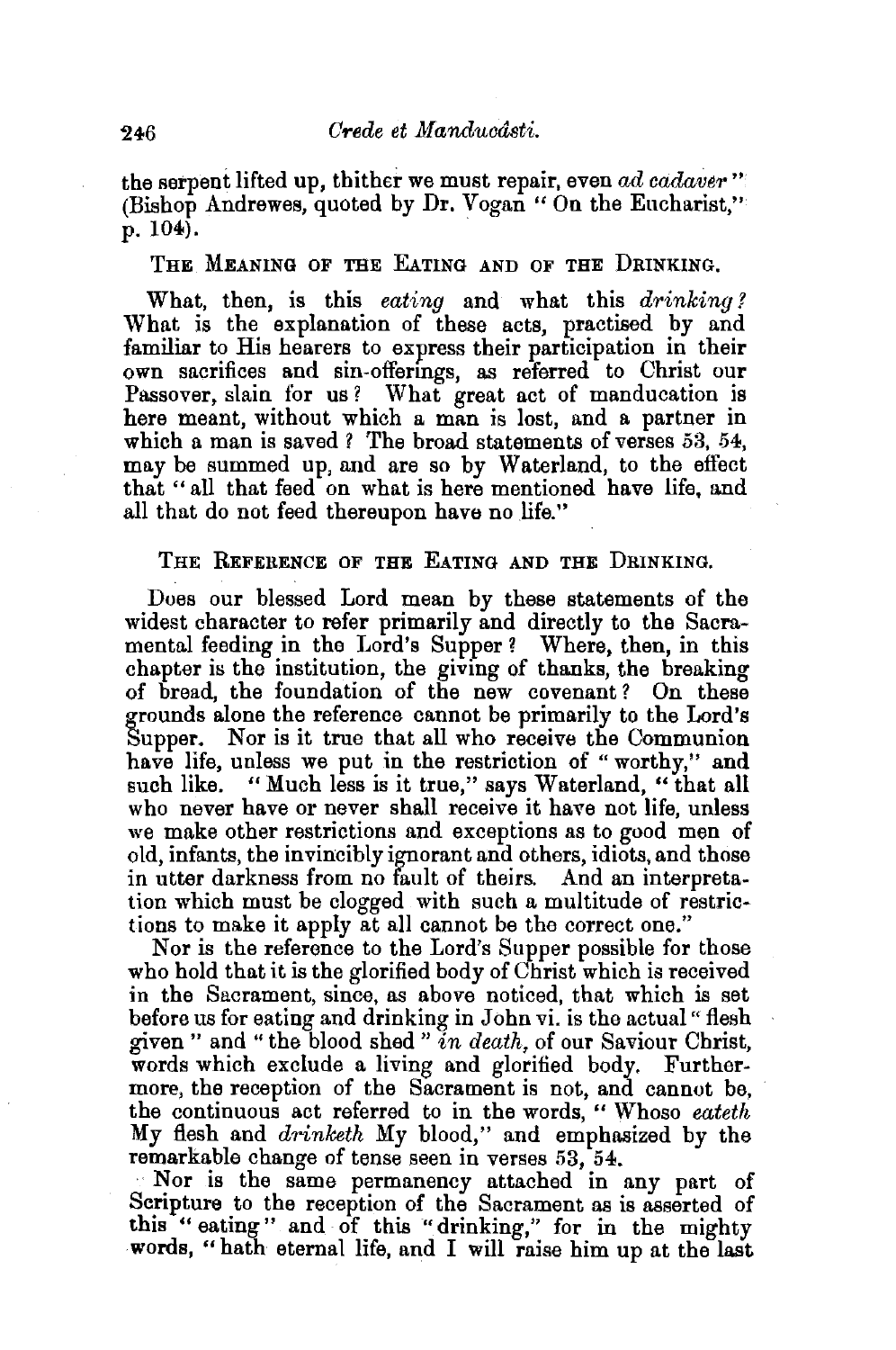the serpent lifted up, thither we must repair, even *ad cadaver*" (Bishop Andrewes, quoted by Dr. Vogan "On the Eucharist," p. 104).

### The Meaning of the Eating and of the Drinking.

What, then, is this *eating* and what this *drinking?* What is the explanation of these acts, practised by and familiar to His hearers to express their participation in their own sacrifices and sin-offerings, as referred to Christ our Passover, slain for us? What great act of manducation is here meant, without which a man is lost, and a partner in which a man is saved? The broad statements of verses 53, 54, may be summed up, and are so by Waterland, to the effect that "all that feed on what is here mentioned have life, and all that do not feed thereupon have no life."

### The Reference of the Eating and the Drinking.

Does our blessed Lord mean by these statements of the widest character to refer primarily and directly to the Sacramental feeding in the Lord's Supper? Where, then, in this chapter is the institution, the giving of thanks, the breaking of bread, the foundation of the new covenant? On these grounds alone the reference cannot be primarily to the Lord's Supper. Nor is it true that all who receive the Communion have life, unless we put in the restriction of "worthy," and such like. "Much less is it true," says Waterland, "that all who never have or never shall receive it have not life, unless we make other restrictions and exceptions as to good men of old, infants, the invincibly ignorant and others, idiots, and those in utter darkness from no fault of theirs. And an interpretation which must be clogged with such a multitude of restrictions to make it apply at all cannot be the correct one."

Nor is the reference to the Lord's Supper possible for those who hold that it is the glorified body of Christ which is received in the Sacrament, since, as above noticed, that which is set before us for eating and drinking in John vi. is the actual "flesh given" and "the blood shed" *in death,* of our Saviour Christ, words which exclude a living and glorified body. Furthermore, the reception of the Sacrament is not, and cannot be, the continuous act referred to in the words, "Whoso *eateth* My flesh and *drinketh* My blood," and emphasized by the remarkable change of tense seen in verses 53, 54.

Nor is the same permanency attached in any part of Scripture to the reception of the Sacrament as is asserted of this "eating" and of this "drinking," for in the mighty words, "hath eternal life, and I will raise him up at the last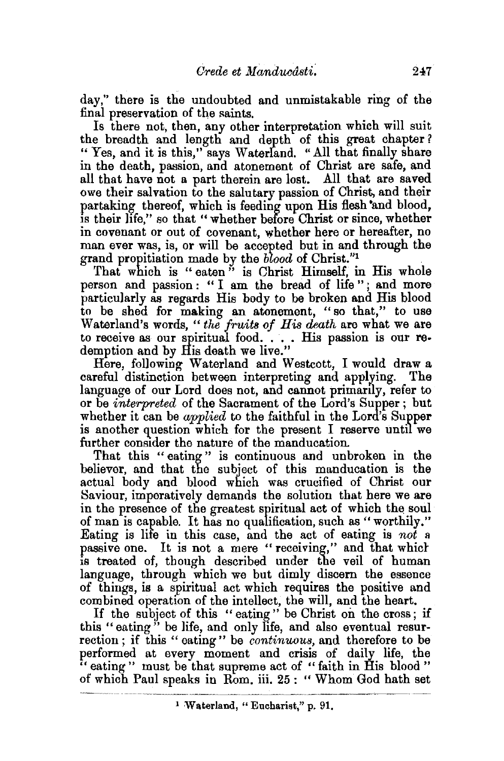day," there is the undoubted and unmistakable ring of the final preservation of the saints.

Is there not, then, any other interpretation which will suit the breadth and length and depth of this great chapter? "Yes, and it is this," says Waterland. "All that finally share in the death, passion, and atonement of Christ are safe, and all that have not a part therein are lost. All that are saved owe their salvation to the salutary passion of Christ, and their partaking thereof, which is feeding upon His flesh and blood, is their life," so that "whether before Christ or since, whether in covenant or out of covenant, whether here or hereafter, no man ever was, is, or will be accepted but in and through the grand propitiation made by the *blood* of Christ."[1]

That which is "eaten" is Christ Himself, in His whole person and passion: "I am the bread of life"; and more particularly as regards His body to be broken and His blood to be shed for making an atonement, "so that," to use Waterland's words, "*the fruits of His death* are what we are to receive as our spiritual food. . . . His passion is our redemption and by His death we live."

Here, following Waterland and Westcott, I would draw a careful distinction between interpreting and applying. The language of our Lord does not, and cannot primarily, refer to or be *interpreted* of the Sacrament of the Lord's Supper; but whether it can be *applied* to the faithful in the Lord's Supper is another question which for the present I reserve until we further consider the nature of the manducation.

That this "eating" is continuous and unbroken in the believer, and that the subject of this manducation is the actual body and blood which was crucified of Christ our Saviour, imperatively demands the solution that here we are in the presence of the greatest spiritual act of which the soul of man is capable. It has no qualification, such as "worthily." Eating is life in this case, and the act of eating is *not* a passive one. It is not a mere "receiving," and that which is treated of, though described under the veil of human language, through which we but dimly discern the essence of things, is a spiritual act which requires the positive and combined operation of the intellect, the will, and the heart.

If the subject of this "eating" be Christ on the cross; if this "eating" be life, and only life, and also eventual resurrection; if this "eating" be *continuous*, and therefore to be performed at every moment and crisis of daily life, the "eating" must be that supreme act of "faith in His blood" of which Paul speaks in Rom. iii. 25: "Whom God hath set

[1] Waterland, "Eucharist," p. 91.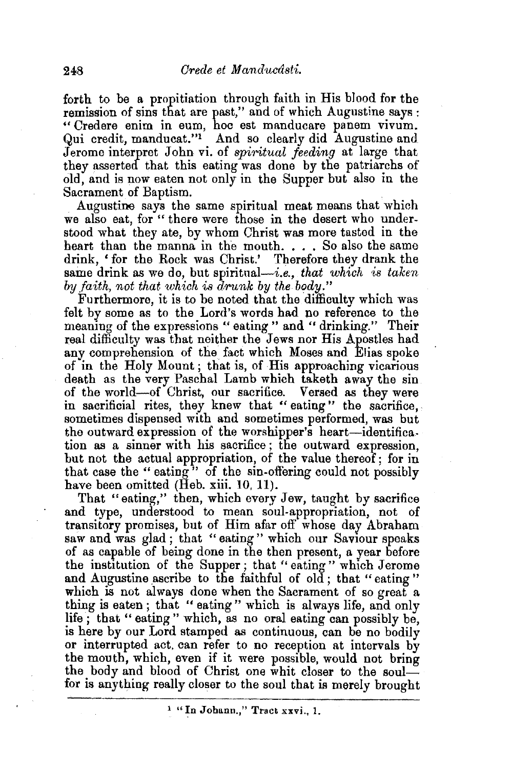forth to be a propitiation through faith in His blood for the remission of sins that are past," and of which Augustine says: "Credere enim in eum, hoc est manducare panem vivum. Qui credit, manducat."[1] And so clearly did Augustine and Jerome interpret John vi. of *spiritual feeding* at large that they asserted that this eating was done by the patriarchs of old, and is now eaten not only in the Supper but also in the Sacrament of Baptism.

Augustine says the same spiritual meat means that which we also eat, for "there were those in the desert who understood what they ate, by whom Christ was more tasted in the heart than the manna in the mouth. . . . So also the same drink, 'for the Rock was Christ.' Therefore they drank the same drink as we do, but spiritual—*i.e., that which is taken by faith, not that which is drunk by the body.*"

Furthermore, it is to be noted that the difficulty which was felt by some as to the Lord's words had no reference to the meaning of the expressions "eating" and "drinking." Their real difficulty was that neither the Jews nor His Apostles had any comprehension of the fact which Moses and Elias spoke of in the Holy Mount; that is, of His approaching vicarious death as the very Paschal Lamb which taketh away the sin of the world—of Christ, our sacrifice. Versed as they were in sacrificial rites, they knew that "eating" the sacrifice, sometimes dispensed with and sometimes performed, was but the outward expression of the worshipper's heart—identification as a sinner with his sacrifice; the outward expression, but not the actual appropriation, of the value thereof; for in that case the "eating" of the sin-offering could not possibly have been omitted (Heb. xiii. 10, 11).

That "eating," then, which every Jew, taught by sacrifice and type, understood to mean soul-appropriation, not of transitory promises, but of Him afar off whose day Abraham saw and was glad; that "eating" which our Saviour speaks of as capable of being done in the then present, a year before the institution of the Supper; that "eating" which Jerome and Augustine ascribe to the faithful of old; that "eating" which is not always done when the Sacrament of so great a thing is eaten; that "eating" which is always life, and only life; that "eating" which, as no oral eating can possibly be, is here by our Lord stamped as continuous, can be no bodily or interrupted act, can refer to no reception at intervals by the mouth, which, even if it were possible, would not bring the body and blood of Christ one whit closer to the soul—for is anything really closer to the soul that is merely brought

---

[1] "In Johann.," Tract xxvi., 1.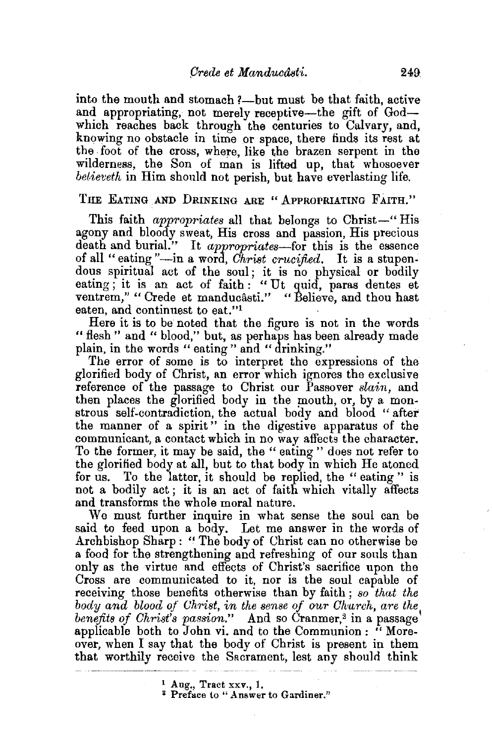into the mouth and stomach?—but must be that faith, active and appropriating, not merely receptive—the gift of God—which reaches back through the centuries to Calvary, and, knowing no obstacle in time or space, there finds its rest at the foot of the cross, where, like the brazen serpent in the wilderness, the Son of man is lifted up, that whosoever *believeth* in Him should not perish, but have everlasting life.

### THE EATING AND DRINKING ARE "APPROPRIATING FAITH."

This faith *appropriates* all that belongs to Christ—"His agony and bloody sweat, His cross and passion, His precious death and burial." It *appropriates*—for this is the essence of all "eating"—in a word, *Christ crucified*. It is a stupendous spiritual act of the soul; it is no physical or bodily eating; it is an act of faith: "Ut quid, paras dentes et ventrem," "Crede et manducâsti." "Believe, and thou hast eaten, and continuest to eat."[1]

Here it is to be noted that the figure is not in the words "flesh" and "blood," but, as perhaps has been already made plain, in the words "eating" and "drinking."

The error of some is to interpret the expressions of the glorified body of Christ, an error which ignores the exclusive reference of the passage to Christ our Passover *slain*, and then places the glorified body in the mouth, or, by a monstrous self-contradiction, the actual body and blood "after the manner of a spirit" in the digestive apparatus of the communicant, a contact which in no way affects the character. To the former, it may be said, the "eating" does not refer to the glorified body at all, but to that body in which He atoned for us. To the latter, it should be replied, the "eating" is not a bodily act; it is an act of faith which vitally affects and transforms the whole moral nature.

We must further inquire in what sense the soul can be said to feed upon a body. Let me answer in the words of Archbishop Sharp: "The body of Christ can no otherwise be a food for the strengthening and refreshing of our souls than only as the virtue and effects of Christ's sacrifice upon the Cross are communicated to it, nor is the soul capable of receiving those benefits otherwise than by faith; *so that the body and blood of Christ, in the sense of our Church, are the benefits of Christ's passion*." And so Cranmer,[2] in a passage applicable both to John vi. and to the Communion: "Moreover, when I say that the body of Christ is present in them that worthily receive the Sacrament, lest any should think

---

[1] Aug., Tract xxv., 1.

[2] Preface to "Answer to Gardiner."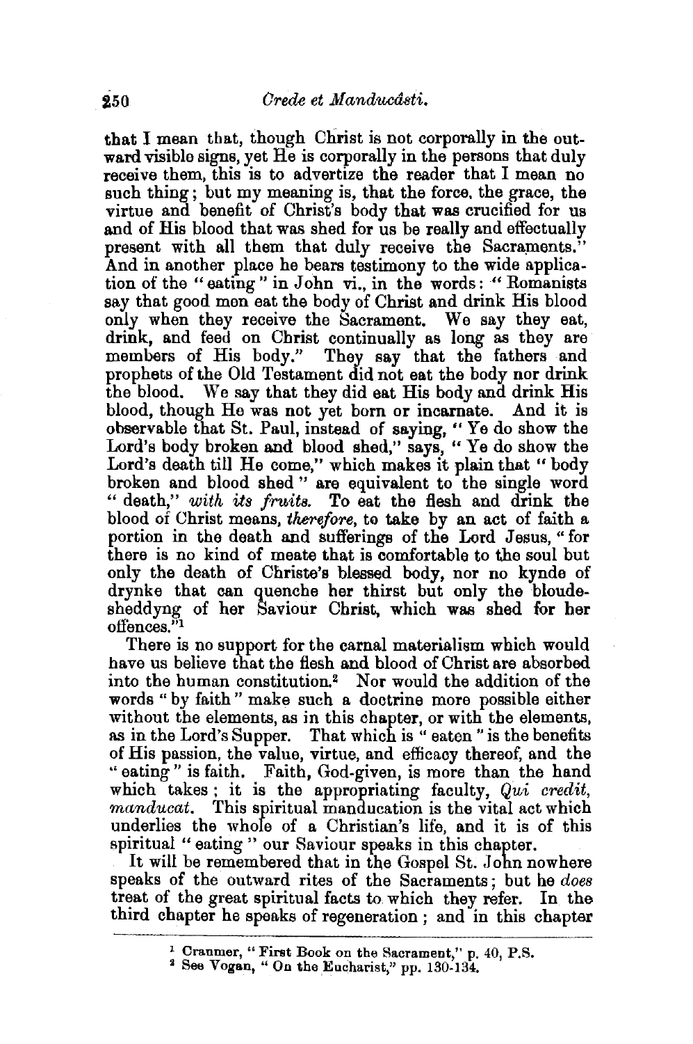that I mean that, though Christ is not corporally in the outward visible signs, yet He is corporally in the persons that duly receive them, this is to advertize the reader that I mean no such thing; but my meaning is, that the force, the grace, the virtue and benefit of Christ's body that was crucified for us and of His blood that was shed for us be really and effectually present with all them that duly receive the Sacraments." And in another place he bears testimony to the wide application of the "eating" in John vi., in the words: "Romanists say that good men eat the body of Christ and drink His blood only when they receive the Sacrament. We say they eat, drink, and feed on Christ continually as long as they are members of His body." They say that the fathers and prophets of the Old Testament did not eat the body nor drink the blood. We say that they did eat His body and drink His blood, though He was not yet born or incarnate. And it is observable that St. Paul, instead of saying, "Ye do show the Lord's body broken and blood shed," says, "Ye do show the Lord's death till He come," which makes it plain that "body broken and blood shed" are equivalent to the single word "death," *with its fruits.* To eat the flesh and drink the blood of Christ means, *therefore*, to take by an act of faith a portion in the death and sufferings of the Lord Jesus, "for there is no kind of meate that is comfortable to the soul but only the death of Christe's blessed body, nor no kynde of drynke that can quenche her thirst but only the bloudesheddyng of her Saviour Christ, which was shed for her offences."[1]

There is no support for the carnal materialism which would have us believe that the flesh and blood of Christ are absorbed into the human constitution.[2] Nor would the addition of the words "by faith" make such a doctrine more possible either without the elements, as in this chapter, or with the elements, as in the Lord's Supper. That which is "eaten" is the benefits of His passion, the value, virtue, and efficacy thereof, and the "eating" is faith. Faith, God-given, is more than the hand which takes; it is the appropriating faculty, *Qui credit, manducat.* This spiritual manducation is the vital act which underlies the whole of a Christian's life, and it is of this spiritual "eating" our Saviour speaks in this chapter.

It will be remembered that in the Gospel St. John nowhere speaks of the outward rites of the Sacraments; but he *does* treat of the great spiritual facts to which they refer. In the third chapter he speaks of regeneration; and in this chapter

---

[1] Cranmer, "First Book on the Sacrament," p. 40, P.S.

[2] See Vogan, "On the Eucharist," pp. 130-134.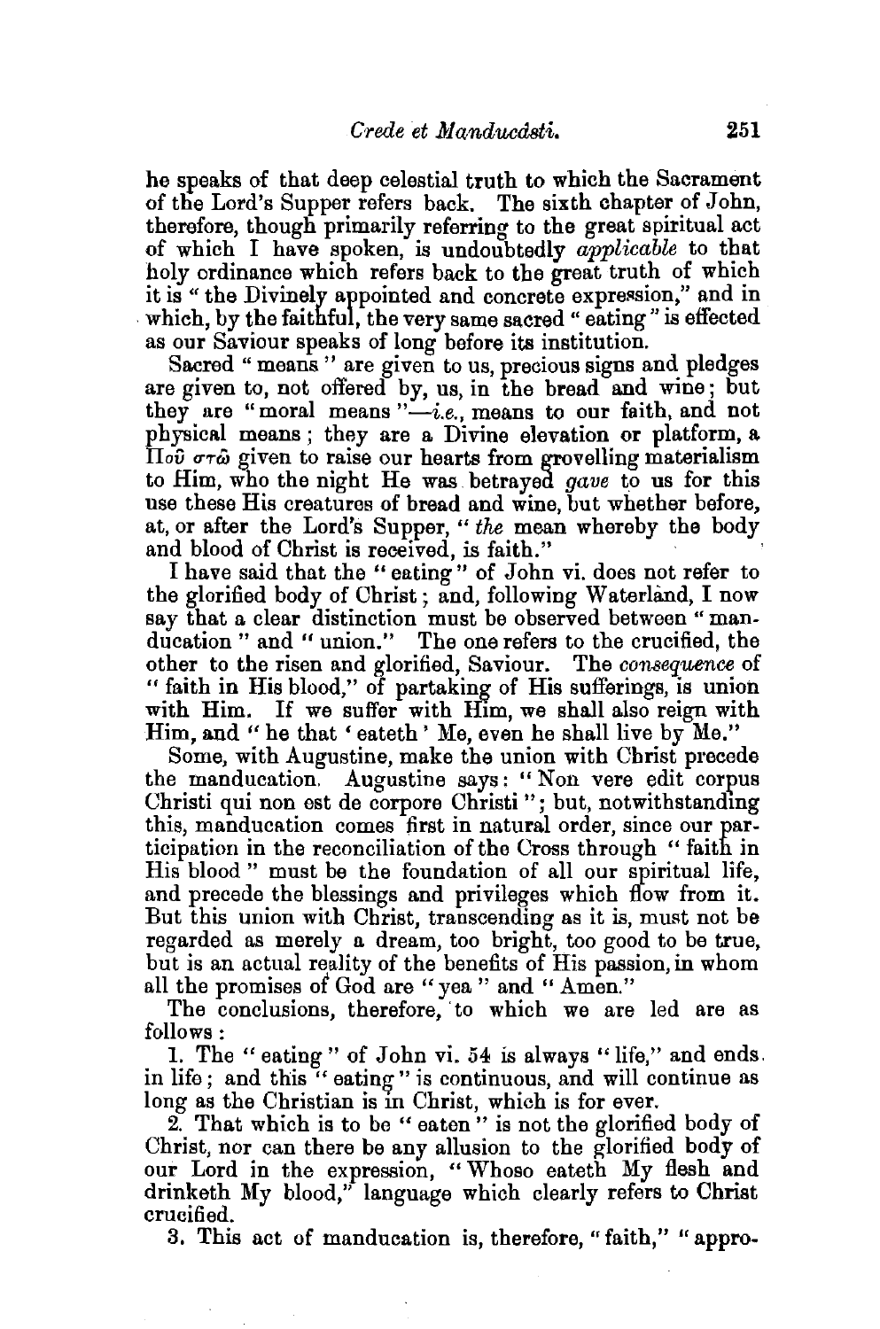he speaks of that deep celestial truth to which the Sacrament of the Lord's Supper refers back. The sixth chapter of John, therefore, though primarily referring to the great spiritual act of which I have spoken, is undoubtedly *applicable* to that holy ordinance which refers back to the great truth of which it is "the Divinely appointed and concrete expression," and in which, by the faithful, the very same sacred "eating" is effected as our Saviour speaks of long before its institution.

Sacred "means" are given to us, precious signs and pledges are given to, not offered by, us, in the bread and wine; but they are "moral means"—*i.e.*, means to our faith, and not physical means; they are a Divine elevation or platform, a Ποῦ στῶ given to raise our hearts from grovelling materialism to Him, who the night He was betrayed *gave* to us for this use these His creatures of bread and wine, but whether before, at, or after the Lord's Supper, "*the* mean whereby the body and blood of Christ is received, is faith."

I have said that the "eating" of John vi. does not refer to the glorified body of Christ; and, following Waterland, I now say that a clear distinction must be observed between "manducation" and "union." The one refers to the crucified, the other to the risen and glorified, Saviour. The *consequence* of "faith in His blood," of partaking of His sufferings, is union with Him. If we suffer with Him, we shall also reign with Him, and "he that 'eateth' Me, even he shall live by Me."

Some, with Augustine, make the union with Christ precede the manducation. Augustine says: "Non vere edit corpus Christi qui non est de corpore Christi"; but, notwithstanding this, manducation comes first in natural order, since our participation in the reconciliation of the Cross through "faith in His blood" must be the foundation of all our spiritual life, and precede the blessings and privileges which flow from it. But this union with Christ, transcending as it is, must not be regarded as merely a dream, too bright, too good to be true, but is an actual reality of the benefits of His passion, in whom all the promises of God are "yea" and "Amen."

The conclusions, therefore, to which we are led are as follows:

1. The "eating" of John vi. 54 is always "life," and ends in life; and this "eating" is continuous, and will continue as long as the Christian is in Christ, which is for ever.

2. That which is to be "eaten" is not the glorified body of Christ, nor can there be any allusion to the glorified body of our Lord in the expression, "Whoso eateth My flesh and drinketh My blood," language which clearly refers to Christ crucified.

3. This act of manducation is, therefore, "faith," "appro-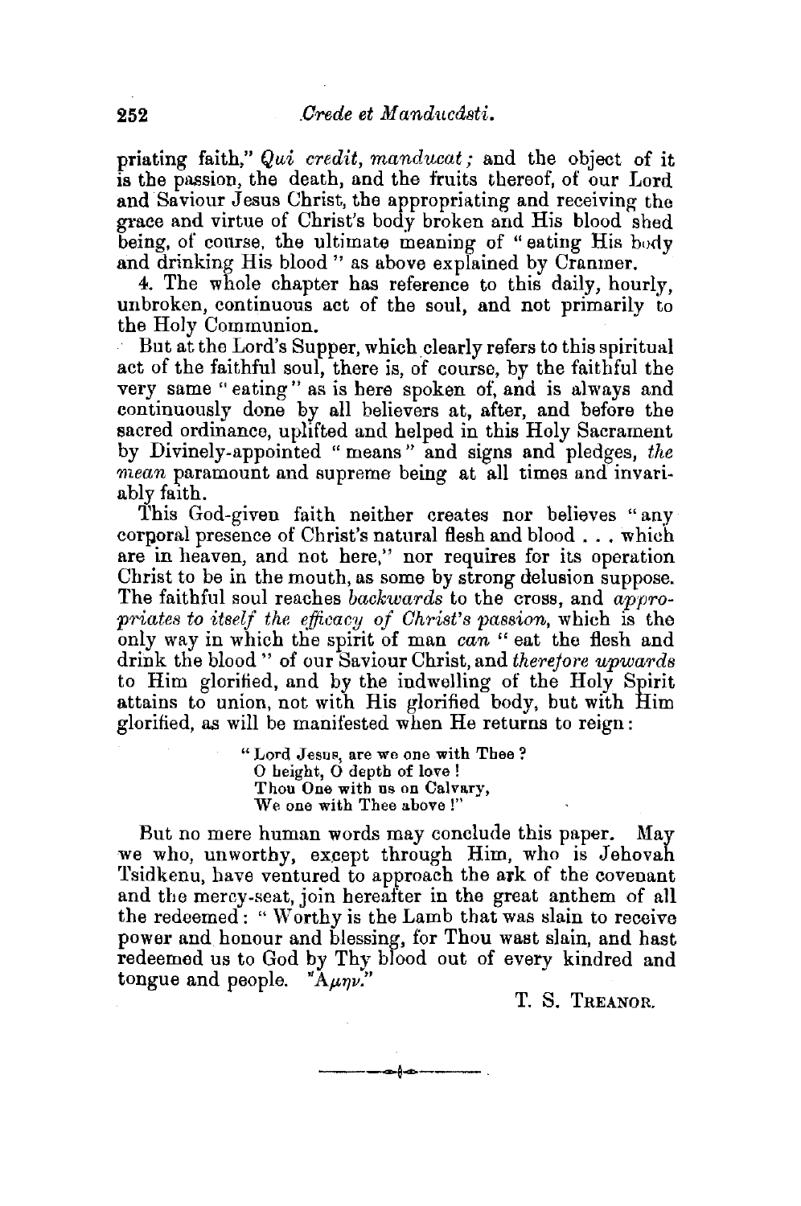priating faith," *Qui credit, manducat;* and the object of it is the passion, the death, and the fruits thereof, of our Lord and Saviour Jesus Christ, the appropriating and receiving the grace and virtue of Christ's body broken and His blood shed being, of course, the ultimate meaning of "eating His body and drinking His blood" as above explained by Cranmer.

4. The whole chapter has reference to this daily, hourly, unbroken, continuous act of the soul, and not primarily to the Holy Communion.

But at the Lord's Supper, which clearly refers to this spiritual act of the faithful soul, there is, of course, by the faithful the very same "eating" as is here spoken of, and is always and continuously done by all believers at, after, and before the sacred ordinance, uplifted and helped in this Holy Sacrament by Divinely-appointed "means" and signs and pledges, *the mean* paramount and supreme being at all times and invariably faith.

This God-given faith neither creates nor believes "any corporal presence of Christ's natural flesh and blood . . . which are in heaven, and not here," nor requires for its operation Christ to be in the mouth, as some by strong delusion suppose. The faithful soul reaches *backwards* to the cross, and *appropriates to itself the efficacy of Christ's passion*, which is the only way in which the spirit of man *can* "eat the flesh and drink the blood" of our Saviour Christ, and *therefore upwards* to Him glorified, and by the indwelling of the Holy Spirit attains to union, not with His glorified body, but with Him glorified, as will be manifested when He returns to reign:

> "Lord Jesus, are we one with Thee?
> O height, O depth of love!
> Thou One with us on Calvary,
> We one with Thee above!"

But no mere human words may conclude this paper. May we who, unworthy, except through Him, who is Jehovah Tsidkenu, have ventured to approach the ark of the covenant and the mercy-seat, join hereafter in the great anthem of all the redeemed: "Worthy is the Lamb that was slain to receive power and honour and blessing, for Thou wast slain, and hast redeemed us to God by Thy blood out of every kindred and tongue and people. Ἀμήν."

T. S. TREANOR.